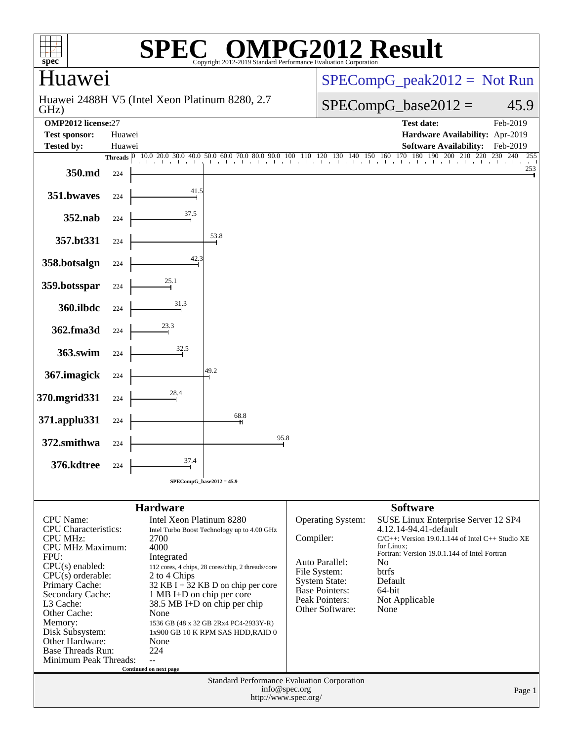# SPEC® OMPG2012 Result

Copyright 2012-2019 Standard Performance Evaluation Corporation

## Huawei

Huawei 2488H V5 (Intel Xeon Platinum 8280, 2.7 GHz)

SPECompG_peak2012 = Not Run

SPECompG_base2012 = 45.9

| | | | |
|---|---|---|---|
| **OMP2012 license:** | 27 | **Test date:** | Feb-2019 |
| **Test sponsor:** | Huawei | **Hardware Availability:** | Apr-2019 |
| **Tested by:** | Huawei | **Software Availability:** | Feb-2019 |

| Benchmark | Threads | Base Ratio |
|---|---|---|
| 350.md | 224 | 253 |
| 351.bwaves | 224 | 41.5 |
| 352.nab | 224 | 37.5 |
| 357.bt331 | 224 | 53.8 |
| 358.botsalgn | 224 | 42.3 |
| 359.botsspar | 224 | 25.1 |
| 360.ilbdc | 224 | 31.3 |
| 362.fma3d | 224 | 23.3 |
| 363.swim | 224 | 32.5 |
| 367.imagick | 224 | 49.2 |
| 370.mgrid331 | 224 | 28.4 |
| 371.applu331 | 224 | 68.8 |
| 372.smithwa | 224 | 95.8 |
| 376.kdtree | 224 | 37.4 |

SPECompG_base2012 = 45.9

## Hardware

| | |
|---|---|
| CPU Name: | Intel Xeon Platinum 8280 |
| CPU Characteristics: | Intel Turbo Boost Technology up to 4.00 GHz |
| CPU MHz: | 2700 |
| CPU MHz Maximum: | 4000 |
| FPU: | Integrated |
| CPU(s) enabled: | 112 cores, 4 chips, 28 cores/chip, 2 threads/core |
| CPU(s) orderable: | 2 to 4 Chips |
| Primary Cache: | 32 KB I + 32 KB D on chip per core |
| Secondary Cache: | 1 MB I+D on chip per core |
| L3 Cache: | 38.5 MB I+D on chip per chip |
| Other Cache: | None |
| Memory: | 1536 GB (48 x 32 GB 2Rx4 PC4-2933Y-R) |
| Disk Subsystem: | 1x900 GB 10 K RPM SAS HDD,RAID 0 |
| Other Hardware: | None |
| Base Threads Run: | 224 |
| Minimum Peak Threads: | -- |

Continued on next page

## Software

| | |
|---|---|
| Operating System: | SUSE Linux Enterprise Server 12 SP4 4.12.14-94.41-default |
| Compiler: | C/C++: Version 19.0.1.144 of Intel C++ Studio XE for Linux; Fortran: Version 19.0.1.144 of Intel Fortran |
| Auto Parallel: | No |
| File System: | btrfs |
| System State: | Default |
| Base Pointers: | 64-bit |
| Peak Pointers: | Not Applicable |
| Other Software: | None |

Standard Performance Evaluation Corporation
info@spec.org
http://www.spec.org/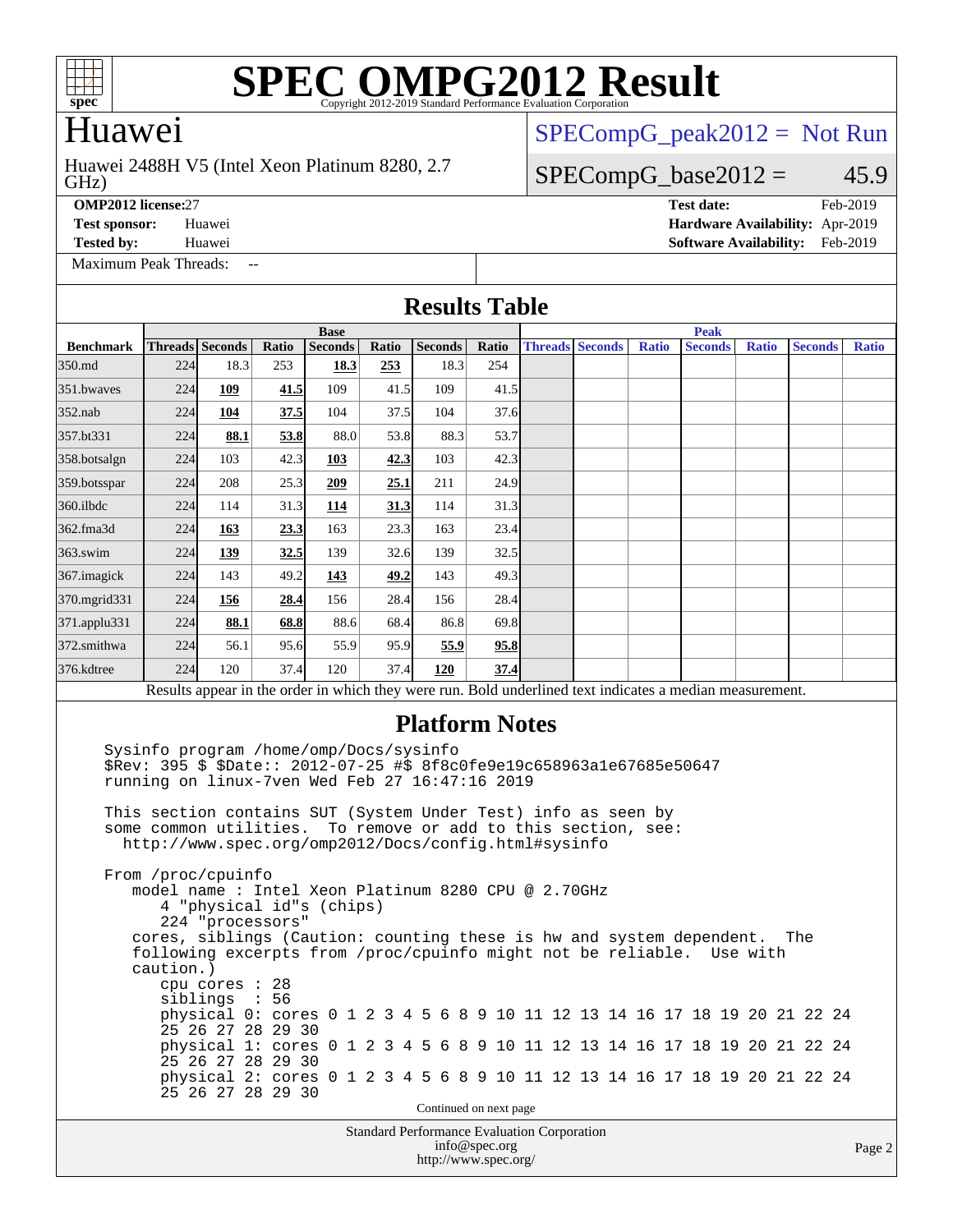# SPEC OMPG2012 Result

Copyright 2012-2019 Standard Performance Evaluation Corporation

## Huawei

Huawei 2488H V5 (Intel Xeon Platinum 8280, 2.7 GHz)

SPECompG_peak2012 = Not Run

SPECompG_base2012 = 45.9

**OMP2012 license:** 27
**Test sponsor:** Huawei
**Tested by:** Huawei
**Maximum Peak Threads:** --

**Test date:** Feb-2019
**Hardware Availability:** Apr-2019
**Software Availability:** Feb-2019

## Results Table

| Benchmark | Base | | | | | | | Peak | | | | | | |
|---|---|---|---|---|---|---|---|---|---|---|---|---|---|---|
| | Threads | Seconds | Ratio | Seconds | Ratio | Seconds | Ratio | Threads | Seconds | Ratio | Seconds | Ratio | Seconds | Ratio |
| 350.md | 224 | 18.3 | 253 | **18.3** | **253** | 18.3 | 254 | | | | | | | |
| 351.bwaves | 224 | **109** | **41.5** | 109 | 41.5 | 109 | 41.5 | | | | | | | |
| 352.nab | 224 | **104** | **37.5** | 104 | 37.5 | 104 | 37.6 | | | | | | | |
| 357.bt331 | 224 | **88.1** | **53.8** | 88.0 | 53.8 | 88.3 | 53.7 | | | | | | | |
| 358.botsalgn | 224 | 103 | 42.3 | **103** | **42.3** | 103 | 42.3 | | | | | | | |
| 359.botsspar | 224 | 208 | 25.3 | **209** | **25.1** | 211 | 24.9 | | | | | | | |
| 360.ilbdc | 224 | 114 | 31.3 | **114** | **31.3** | 114 | 31.3 | | | | | | | |
| 362.fma3d | 224 | **163** | **23.3** | 163 | 23.3 | 163 | 23.4 | | | | | | | |
| 363.swim | 224 | **139** | **32.5** | 139 | 32.6 | 139 | 32.5 | | | | | | | |
| 367.imagick | 224 | 143 | 49.2 | **143** | **49.2** | 143 | 49.3 | | | | | | | |
| 370.mgrid331 | 224 | **156** | **28.4** | 156 | 28.4 | 156 | 28.4 | | | | | | | |
| 371.applu331 | 224 | **88.1** | **68.8** | 88.6 | 68.4 | 86.8 | 69.8 | | | | | | | |
| 372.smithwa | 224 | 56.1 | 95.6 | 55.9 | 95.9 | **55.9** | **95.8** | | | | | | | |
| 376.kdtree | 224 | 120 | 37.4 | 120 | 37.4 | **120** | **37.4** | | | | | | | |

Results appear in the order in which they were run. Bold underlined text indicates a median measurement.

## Platform Notes

```
Sysinfo program /home/omp/Docs/sysinfo
$Rev: 395 $ $Date:: 2012-07-25 #$ 8f8c0fe9e19c658963a1e67685e50647
running on linux-7ven Wed Feb 27 16:47:16 2019

This section contains SUT (System Under Test) info as seen by
some common utilities.  To remove or add to this section, see:
  http://www.spec.org/omp2012/Docs/config.html#sysinfo

From /proc/cpuinfo
   model name : Intel Xeon Platinum 8280 CPU @ 2.70GHz
      4 "physical id"s (chips)
      224 "processors"
   cores, siblings (Caution: counting these is hw and system dependent.  The
   following excerpts from /proc/cpuinfo might not be reliable.  Use with
   caution.)
      cpu cores : 28
      siblings  : 56
      physical 0: cores 0 1 2 3 4 5 6 8 9 10 11 12 13 14 16 17 18 19 20 21 22 24
      25 26 27 28 29 30
      physical 1: cores 0 1 2 3 4 5 6 8 9 10 11 12 13 14 16 17 18 19 20 21 22 24
      25 26 27 28 29 30
      physical 2: cores 0 1 2 3 4 5 6 8 9 10 11 12 13 14 16 17 18 19 20 21 22 24
      25 26 27 28 29 30
```

Continued on next page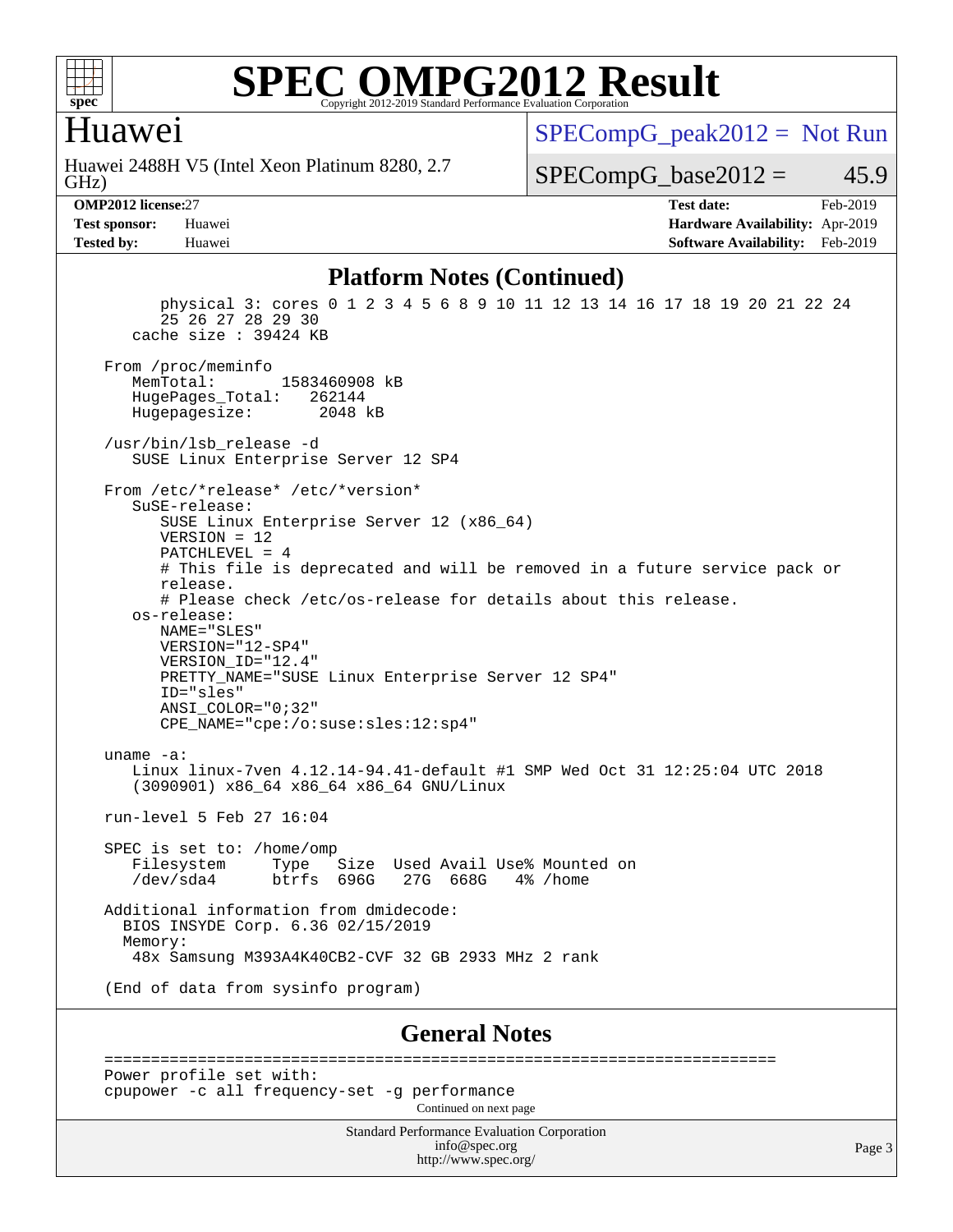# SPEC OMPG2012 Result

Copyright 2012-2019 Standard Performance Evaluation Corporation

## Huawei

Huawei 2488H V5 (Intel Xeon Platinum 8280, 2.7 GHz)

SPECompG_peak2012 = Not Run

SPECompG_base2012 = 45.9

**OMP2012 license:** 27
**Test sponsor:** Huawei
**Tested by:** Huawei

**Test date:** Feb-2019
**Hardware Availability:** Apr-2019
**Software Availability:** Feb-2019

### Platform Notes (Continued)

```
       physical 3: cores 0 1 2 3 4 5 6 8 9 10 11 12 13 14 16 17 18 19 20 21 22 24
       25 26 27 28 29 30
    cache size : 39424 KB

 From /proc/meminfo
    MemTotal:       1583460908 kB
    HugePages_Total:   262144
    Hugepagesize:       2048 kB

 /usr/bin/lsb_release -d
    SUSE Linux Enterprise Server 12 SP4

 From /etc/*release* /etc/*version*
    SuSE-release:
       SUSE Linux Enterprise Server 12 (x86_64)
       VERSION = 12
       PATCHLEVEL = 4
       # This file is deprecated and will be removed in a future service pack or
       release.
       # Please check /etc/os-release for details about this release.
    os-release:
       NAME="SLES"
       VERSION="12-SP4"
       VERSION_ID="12.4"
       PRETTY_NAME="SUSE Linux Enterprise Server 12 SP4"
       ID="sles"
       ANSI_COLOR="0;32"
       CPE_NAME="cpe:/o:suse:sles:12:sp4"

 uname -a:
    Linux linux-7ven 4.12.14-94.41-default #1 SMP Wed Oct 31 12:25:04 UTC 2018
    (3090901) x86_64 x86_64 x86_64 GNU/Linux

 run-level 5 Feb 27 16:04

 SPEC is set to: /home/omp
    Filesystem     Type   Size  Used Avail Use% Mounted on
    /dev/sda4      btrfs  696G   27G  668G   4% /home

 Additional information from dmidecode:
   BIOS INSYDE Corp. 6.36 02/15/2019
   Memory:
    48x Samsung M393A4K40CB2-CVF 32 GB 2933 MHz 2 rank

 (End of data from sysinfo program)
```

### General Notes

```
 ========================================================================
 Power profile set with:
 cpupower -c all frequency-set -g performance
```

Continued on next page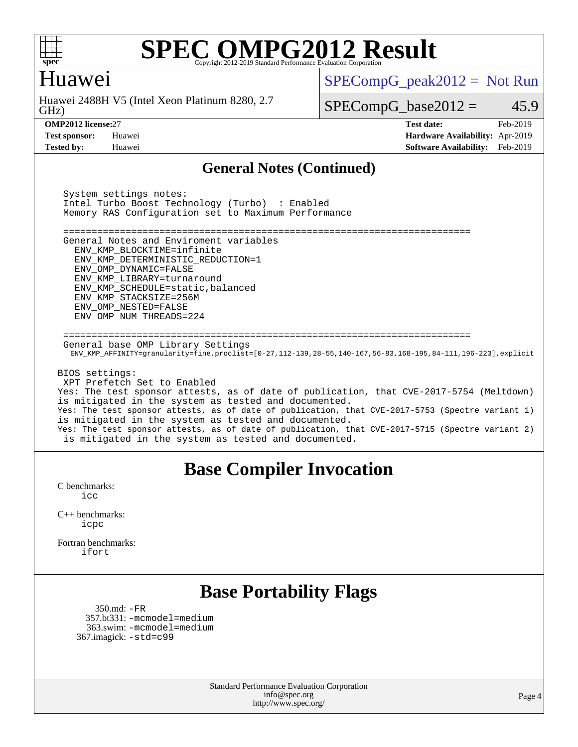## General Notes (Continued)

```
System settings notes:
Intel Turbo Boost Technology (Turbo)  : Enabled
Memory RAS Configuration set to Maximum Performance

========================================================================
General Notes and Enviroment variables
  ENV_KMP_BLOCKTIME=infinite
  ENV_KMP_DETERMINISTIC_REDUCTION=1
  ENV_OMP_DYNAMIC=FALSE
  ENV_KMP_LIBRARY=turnaround
  ENV_KMP_SCHEDULE=static,balanced
  ENV_KMP_STACKSIZE=256M
  ENV_OMP_NESTED=FALSE
  ENV_OMP_NUM_THREADS=224

========================================================================
General base OMP Library Settings
  ENV_KMP_AFFINITY=granularity=fine,proclist=[0-27,112-139,28-55,140-167,56-83,168-195,84-111,196-223],explicit

BIOS settings:
 XPT Prefetch Set to Enabled
Yes: The test sponsor attests, as of date of publication, that CVE-2017-5754 (Meltdown)
is mitigated in the system as tested and documented.
Yes: The test sponsor attests, as of date of publication, that CVE-2017-5753 (Spectre variant 1)
is mitigated in the system as tested and documented.
Yes: The test sponsor attests, as of date of publication, that CVE-2017-5715 (Spectre variant 2)
 is mitigated in the system as tested and documented.
```

## Base Compiler Invocation

C benchmarks:
icc

C++ benchmarks:
icpc

Fortran benchmarks:
ifort

## Base Portability Flags

350.md: -FR
357.bt331: -mcmodel=medium
363.swim: -mcmodel=medium
367.imagick: -std=c99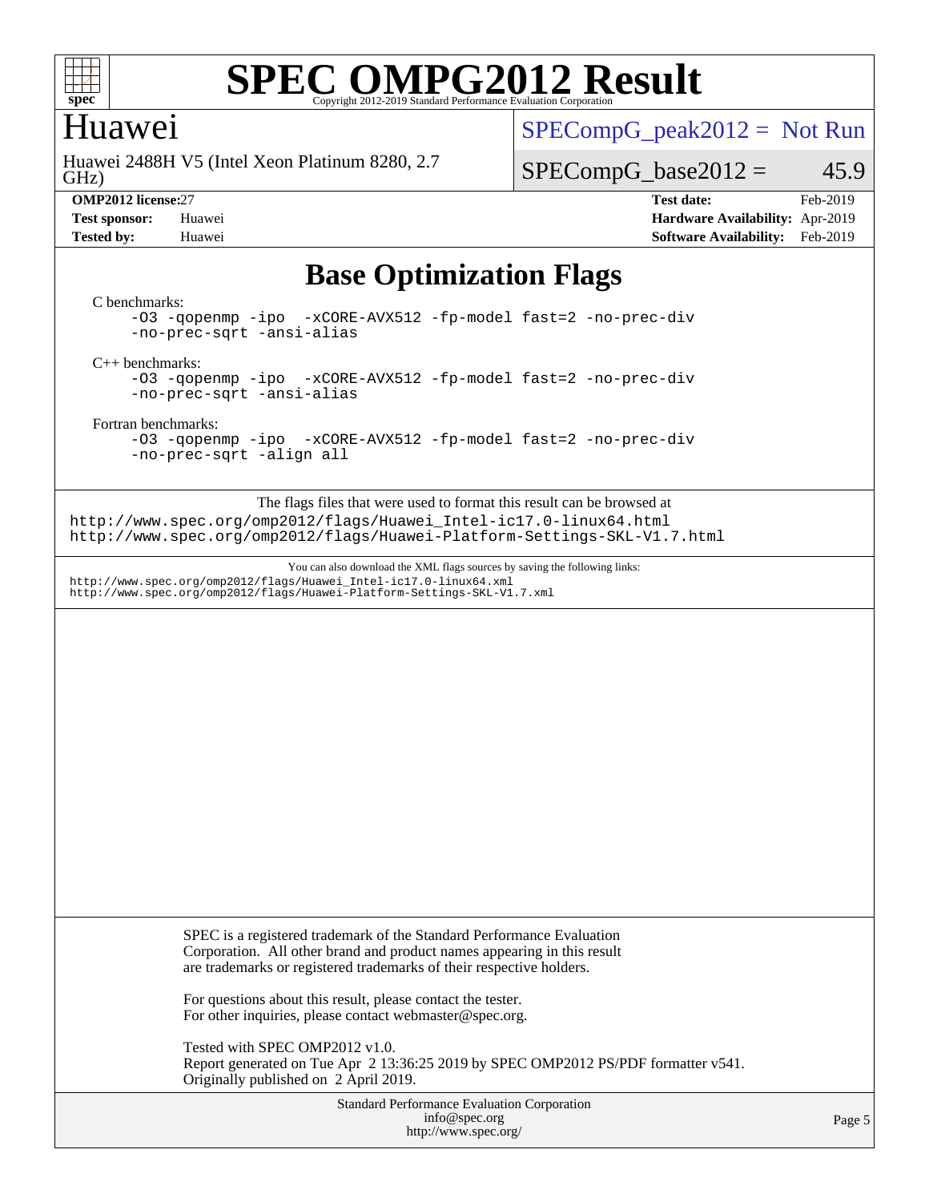# Base Optimization Flags

C benchmarks:

```
-O3 -qopenmp -ipo  -xCORE-AVX512 -fp-model fast=2 -no-prec-div
-no-prec-sqrt -ansi-alias
```

C++ benchmarks:

```
-O3 -qopenmp -ipo  -xCORE-AVX512 -fp-model fast=2 -no-prec-div
-no-prec-sqrt -ansi-alias
```

Fortran benchmarks:

```
-O3 -qopenmp -ipo  -xCORE-AVX512 -fp-model fast=2 -no-prec-div
-no-prec-sqrt -align all
```

The flags files that were used to format this result can be browsed at

http://www.spec.org/omp2012/flags/Huawei_Intel-ic17.0-linux64.html
http://www.spec.org/omp2012/flags/Huawei-Platform-Settings-SKL-V1.7.html

You can also download the XML flags sources by saving the following links:

http://www.spec.org/omp2012/flags/Huawei_Intel-ic17.0-linux64.xml
http://www.spec.org/omp2012/flags/Huawei-Platform-Settings-SKL-V1.7.xml

SPEC is a registered trademark of the Standard Performance Evaluation Corporation. All other brand and product names appearing in this result are trademarks or registered trademarks of their respective holders.

For questions about this result, please contact the tester.
For other inquiries, please contact webmaster@spec.org.

Tested with SPEC OMP2012 v1.0.
Report generated on Tue Apr 2 13:36:25 2019 by SPEC OMP2012 PS/PDF formatter v541.
Originally published on 2 April 2019.